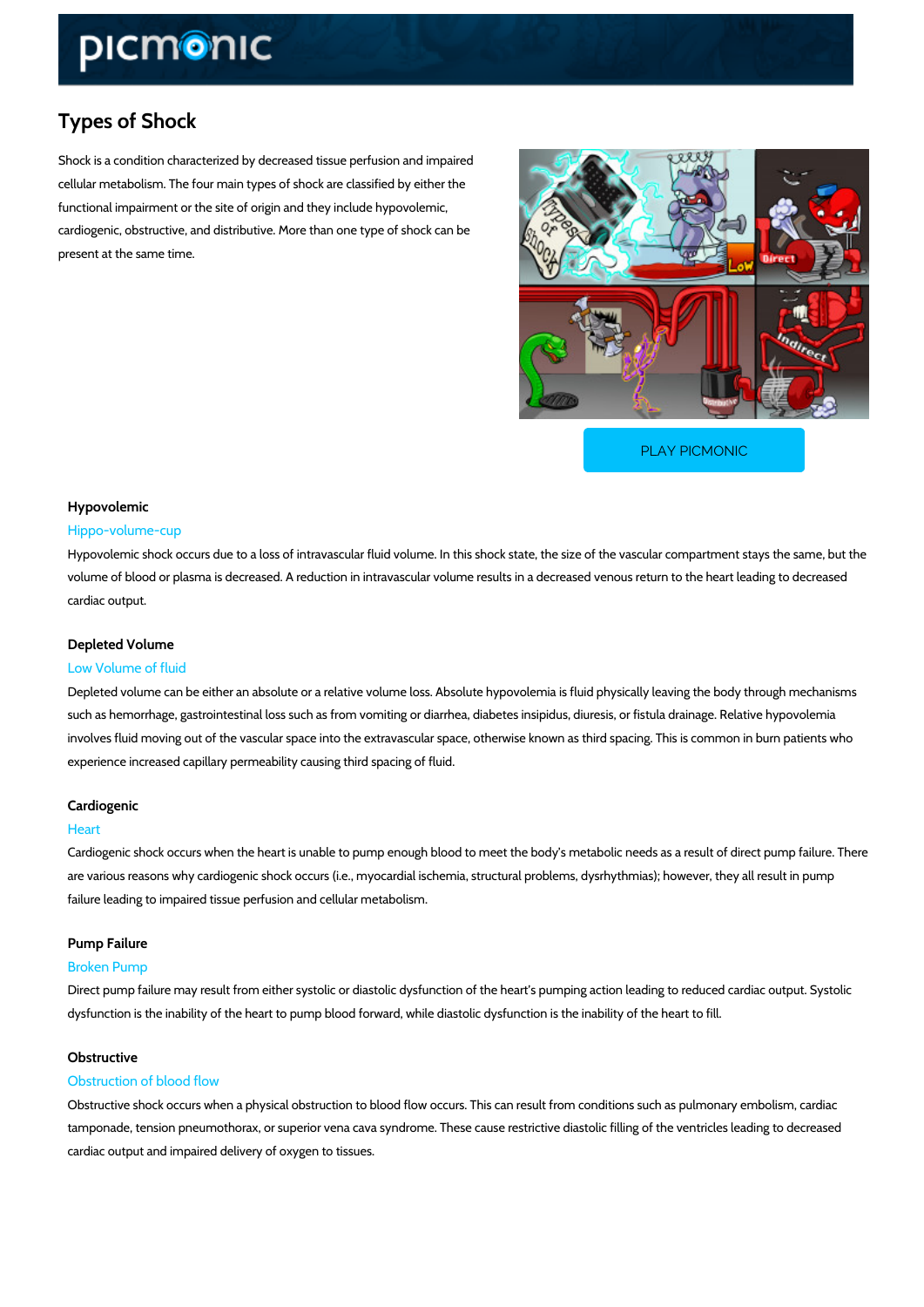# Types of Shock

Shock is a condition characterized by decreased tissue perfusion and impaired cellular metabolism. The four main types of shock are classified by either the functional impairment or the site of origin and they include hypovolemic, cardiogenic, obstructive, and distributive. More than one type of shock can be present at the same time.

PLAY PICMONIC

### Hypovolemic

Hippo-volume-cup

Hypovolemic shock occurs due to a loss of intravascular fluid volume. In this shock state, the size of the vascular compartment stays the same, but the volume of blood or plasma is decreased. A reduction in intravascular volume results in a decreased venous return to the heart leading to decreased cardiac output.

### Depleted Volume

Low Volume of fluid

Depleted volume can be either an absolute or a relative volume loss. Absolute hypovolemia is fluid physically leaving the body through mechanisms such as hemorrhage, gastrointestinal loss such as from vomiting or diarrhea, diabetes insipidus, diuresis, or fistula drainage. Relative hypovolemia involves fluid moving out of the vascular space into the extravascular space, otherwise known as third spacing. This is common in burn patients who experience increased capillary permeability causing third spacing of fluid.

### Cardiogenic

Heart

Cardiogenic shock occurs when the heart is unable to pump enough blood to meet the body's metabolic needs as a result of direct pump failure. There are various reasons why cardiogenic shock occurs (i.e., myocardial ischemia, structural problems, dysrhythmias); however, they all result in pump failure leading to impaired tissue perfusion and cellular metabolism.

### Pump Failure

Broken Pump

Direct pump failure may result from either systolic or diastolic dysfunction of the heart's pumping action leading to reduced cardiac output. Systolic dysfunction is the inability of the heart to pump blood forward, while diastolic dysfunction is the inability of the heart to fill.

### Obstructive

Obstruction of blood flow

Obstructive shock occurs when a physical obstruction to blood flow occurs. This can result from conditions such as pulmonary embolism, cardiac tamponade, tension pneumothorax, or superior vena cava syndrome. These cause restrictive diastolic filling of the ventricles leading to decreased cardiac output and impaired delivery of oxygen to tissues.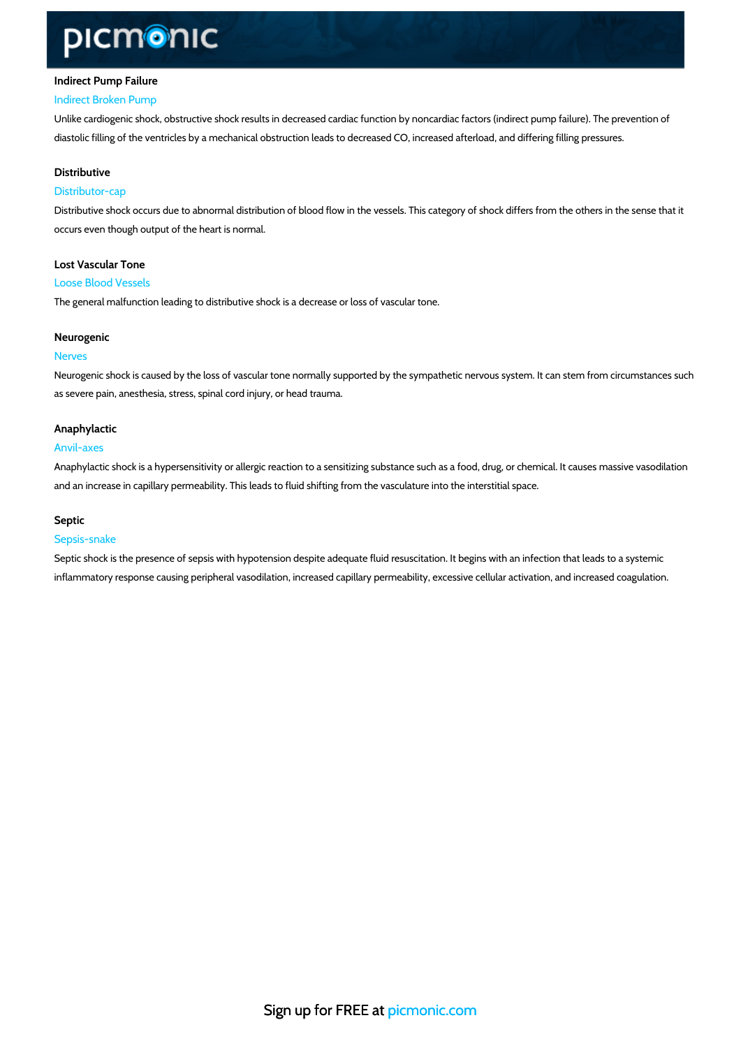### Indirect Pump Failure

Indirect Broken Pump

Unlike cardiogenic shock, obstructive shock results in decreased cardiac function by noncardiac factors (indirect pump failure). The prevention of diastolic filling of the ventricles by a mechanical obstruction leads to decreased CO, increased afterload, and differing filling pressures.

### Distributive

Distributor-cap

Distributive shock occurs due to abnormal distribution of blood flow in the vessels. This category of shock differs from the others in the sense that it occurs even though output of the heart is normal.

### Lost Vascular Tone

Loose Blood Vessels

The general malfunction leading to distributive shock is a decrease or loss of vascular tone.

### Neurogenic

Nerves

Neurogenic shock is caused by the loss of vascular tone normally supported by the sympathetic nervous system. It can stem from circumstances such as severe pain, anesthesia, stress, spinal cord injury, or head trauma.

### Anaphylactic

Anvil-axes

Anaphylactic shock is a hypersensitivity or allergic reaction to a sensitizing substance such as a food, drug, or chemical. It causes massive vasodilation and an increase in capillary permeability. This leads to fluid shifting from the vasculature into the interstitial space.

### Septic

Sepsis-snake

Septic shock is the presence of sepsis with hypotension despite adequate fluid resuscitation. It begins with an infection that leads to a systemic inflammatory response causing peripheral vasodilation, increased capillary permeability, excessive cellular activation, and increased coagulation.